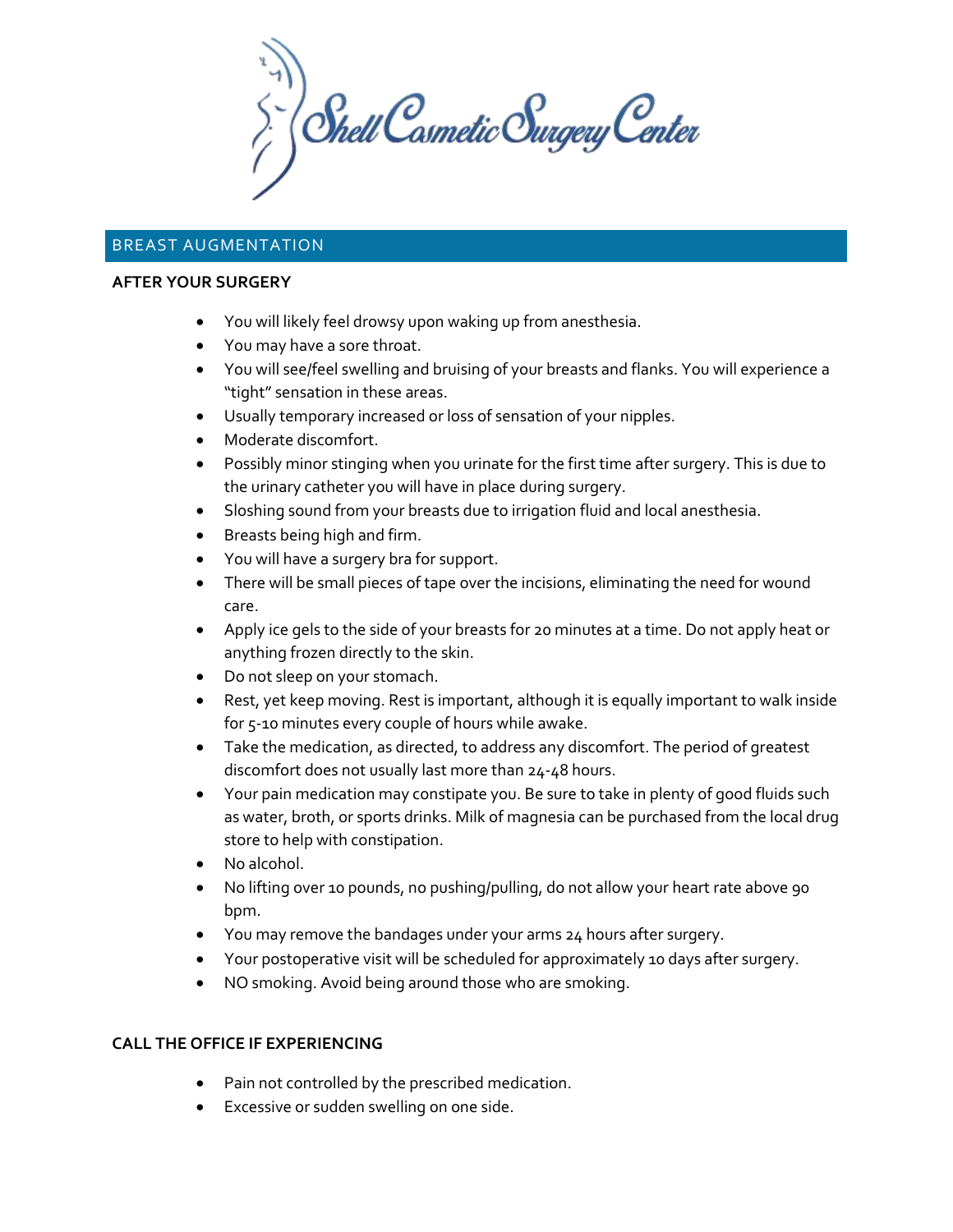Shell Cosmetic Surgery Center

## BREAST AUGMENTATION

**AFTER YOUR SURGERY**

- You will likely feel drowsy upon waking up from anesthesia.
- You may have a sore throat.
- You will see/feel swelling and bruising of your breasts and flanks. You will experience a "tight" sensation in these areas.
- Usually temporary increased or loss of sensation of your nipples.
- Moderate discomfort.
- Possibly minor stinging when you urinate for the first time after surgery. This is due to the urinary catheter you will have in place during surgery.
- Sloshing sound from your breasts due to irrigation fluid and local anesthesia.
- Breasts being high and firm.
- You will have a surgery bra for support.
- There will be small pieces of tape over the incisions, eliminating the need for wound care.
- Apply ice gels to the side of your breasts for 20 minutes at a time. Do not apply heat or anything frozen directly to the skin.
- Do not sleep on your stomach.
- Rest, yet keep moving. Rest is important, although it is equally important to walk inside for 5-10 minutes every couple of hours while awake.
- Take the medication, as directed, to address any discomfort. The period of greatest discomfort does not usually last more than 24-48 hours.
- Your pain medication may constipate you. Be sure to take in plenty of good fluids such as water, broth, or sports drinks. Milk of magnesia can be purchased from the local drug store to help with constipation.
- No alcohol.
- No lifting over 10 pounds, no pushing/pulling, do not allow your heart rate above 90 bpm.
- You may remove the bandages under your arms 24 hours after surgery.
- Your postoperative visit will be scheduled for approximately 10 days after surgery.
- NO smoking. Avoid being around those who are smoking.

**CALL THE OFFICE IF EXPERIENCING**

- Pain not controlled by the prescribed medication.
- Excessive or sudden swelling on one side.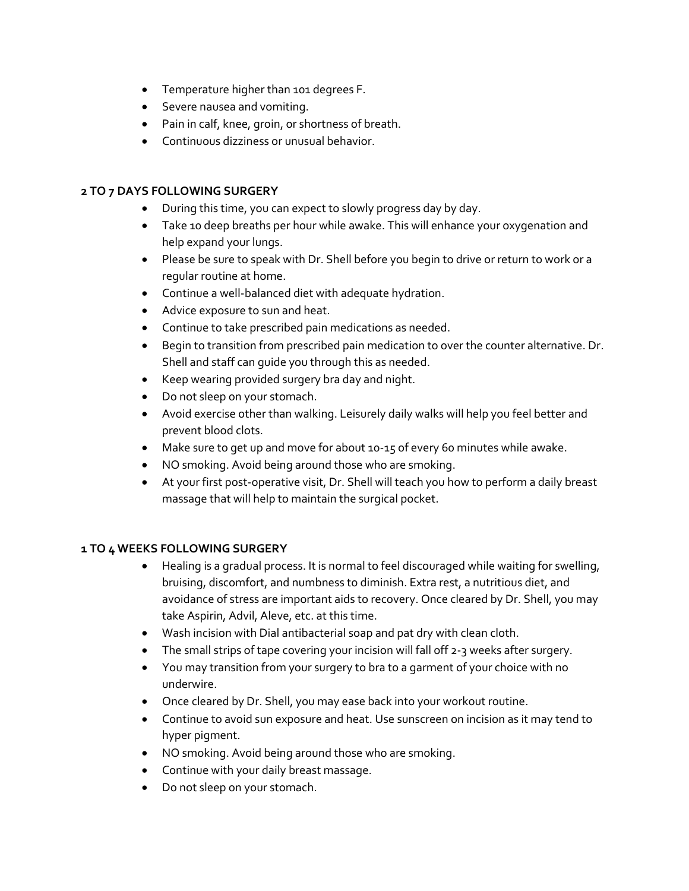- Temperature higher than 101 degrees F.
- Severe nausea and vomiting.
- Pain in calf, knee, groin, or shortness of breath.
- Continuous dizziness or unusual behavior.

**2 TO 7 DAYS FOLLOWING SURGERY**

- During this time, you can expect to slowly progress day by day.
- Take 10 deep breaths per hour while awake. This will enhance your oxygenation and help expand your lungs.
- Please be sure to speak with Dr. Shell before you begin to drive or return to work or a regular routine at home.
- Continue a well-balanced diet with adequate hydration.
- Advice exposure to sun and heat.
- Continue to take prescribed pain medications as needed.
- Begin to transition from prescribed pain medication to over the counter alternative. Dr. Shell and staff can guide you through this as needed.
- Keep wearing provided surgery bra day and night.
- Do not sleep on your stomach.
- Avoid exercise other than walking. Leisurely daily walks will help you feel better and prevent blood clots.
- Make sure to get up and move for about 10-15 of every 60 minutes while awake.
- NO smoking. Avoid being around those who are smoking.
- At your first post-operative visit, Dr. Shell will teach you how to perform a daily breast massage that will help to maintain the surgical pocket.

**1 TO 4 WEEKS FOLLOWING SURGERY**

- Healing is a gradual process. It is normal to feel discouraged while waiting for swelling, bruising, discomfort, and numbness to diminish. Extra rest, a nutritious diet, and avoidance of stress are important aids to recovery. Once cleared by Dr. Shell, you may take Aspirin, Advil, Aleve, etc. at this time.
- Wash incision with Dial antibacterial soap and pat dry with clean cloth.
- The small strips of tape covering your incision will fall off 2-3 weeks after surgery.
- You may transition from your surgery to bra to a garment of your choice with no underwire.
- Once cleared by Dr. Shell, you may ease back into your workout routine.
- Continue to avoid sun exposure and heat. Use sunscreen on incision as it may tend to hyper pigment.
- NO smoking. Avoid being around those who are smoking.
- Continue with your daily breast massage.
- Do not sleep on your stomach.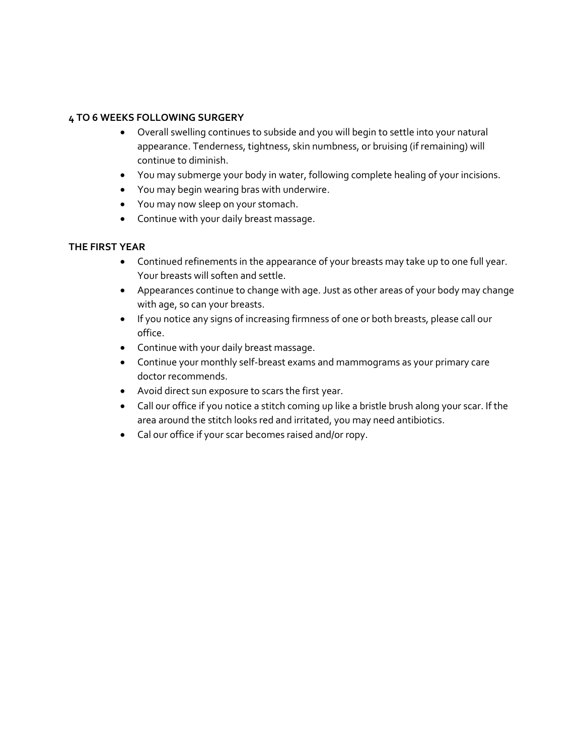**4 TO 6 WEEKS FOLLOWING SURGERY**

- Overall swelling continues to subside and you will begin to settle into your natural appearance. Tenderness, tightness, skin numbness, or bruising (if remaining) will continue to diminish.
- You may submerge your body in water, following complete healing of your incisions.
- You may begin wearing bras with underwire.
- You may now sleep on your stomach.
- Continue with your daily breast massage.

**THE FIRST YEAR**

- Continued refinements in the appearance of your breasts may take up to one full year. Your breasts will soften and settle.
- Appearances continue to change with age. Just as other areas of your body may change with age, so can your breasts.
- If you notice any signs of increasing firmness of one or both breasts, please call our office.
- Continue with your daily breast massage.
- Continue your monthly self-breast exams and mammograms as your primary care doctor recommends.
- Avoid direct sun exposure to scars the first year.
- Call our office if you notice a stitch coming up like a bristle brush along your scar. If the area around the stitch looks red and irritated, you may need antibiotics.
- Cal our office if your scar becomes raised and/or ropy.